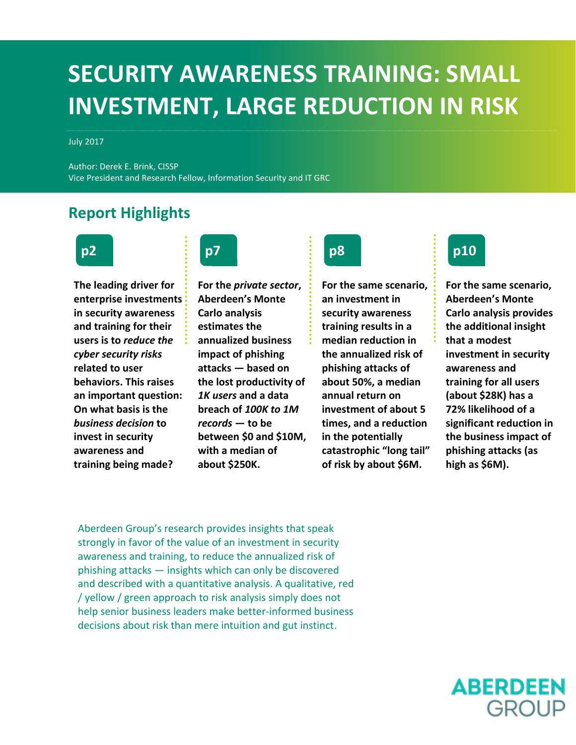# SECURITY AWARENESS TRAINING: SMALL INVESTMENT, LARGE REDUCTION IN RISK

July 2017

Author: Derek E. Brink, CISSP
Vice President and Research Fellow, Information Security and IT GRC

## Report Highlights

**p2**

**The leading driver for enterprise investments in security awareness and training for their users is to *reduce the cyber security risks* related to user behaviors. This raises an important question: On what basis is the *business decision* to invest in security awareness and training being made?**

**p7**

**For the *private sector*, Aberdeen's Monte Carlo analysis estimates the annualized business impact of phishing attacks — based on the lost productivity of *1K users* and a data breach of *100K to 1M records* — to be between $0 and $10M, with a median of about $250K.**

**p8**

**For the same scenario, an investment in security awareness training results in a median reduction in the annualized risk of phishing attacks of about 50%, a median annual return on investment of about 5 times, and a reduction in the potentially catastrophic "long tail" of risk by about $6M.**

**p10**

**For the same scenario, Aberdeen's Monte Carlo analysis provides the additional insight that a modest investment in security awareness and training for all users (about $28K) has a 72% likelihood of a significant reduction in the business impact of phishing attacks (as high as $6M).**

Aberdeen Group's research provides insights that speak strongly in favor of the value of an investment in security awareness and training, to reduce the annualized risk of phishing attacks — insights which can only be discovered and described with a quantitative analysis. A qualitative, red / yellow / green approach to risk analysis simply does not help senior business leaders make better-informed business decisions about risk than mere intuition and gut instinct.

ABERDEEN GROUP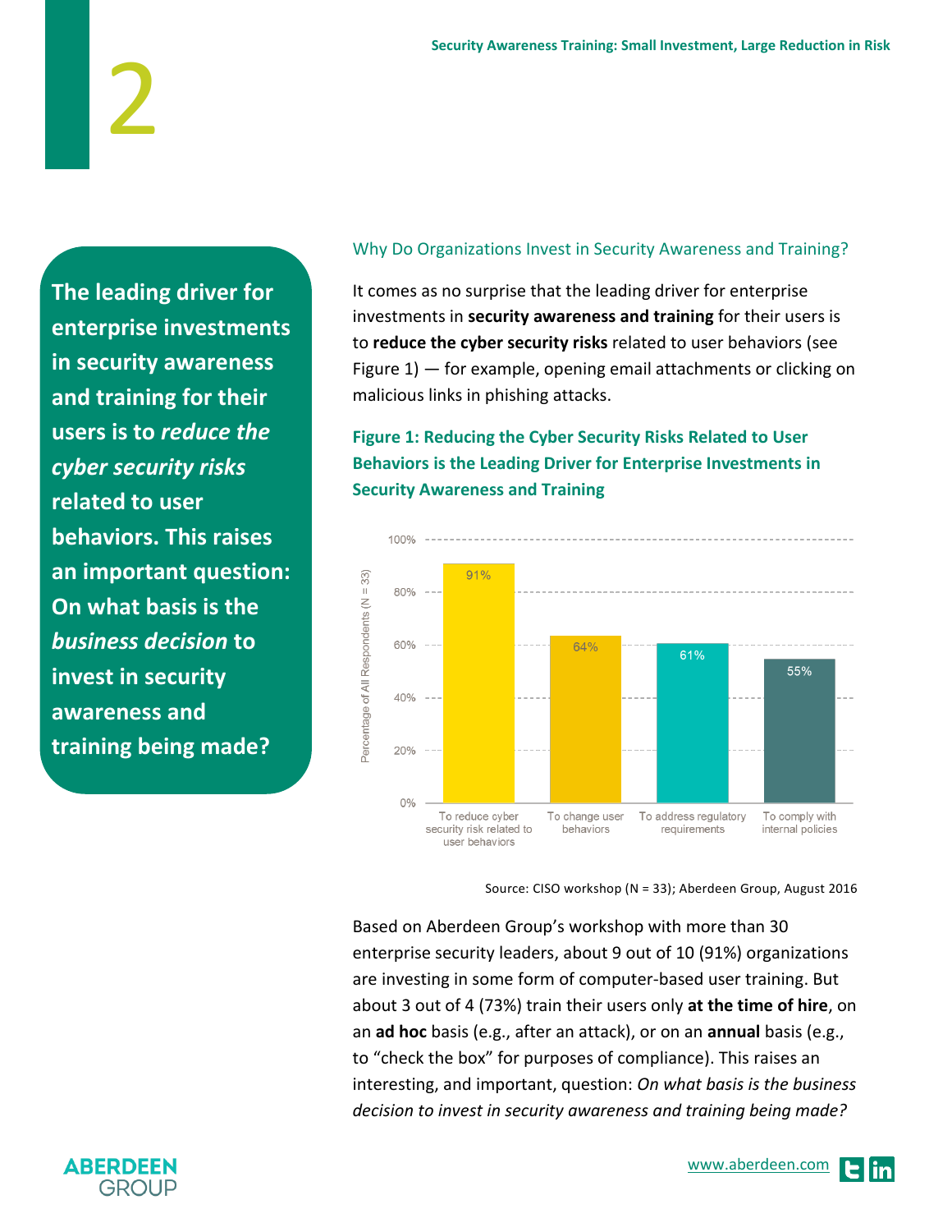**The leading driver for enterprise investments in security awareness and training for their users is to *reduce the cyber security risks* related to user behaviors. This raises an important question: On what basis is the *business decision* to invest in security awareness and training being made?**

## Why Do Organizations Invest in Security Awareness and Training?

It comes as no surprise that the leading driver for enterprise investments in **security awareness and training** for their users is to **reduce the cyber security risks** related to user behaviors (see Figure 1) — for example, opening email attachments or clicking on malicious links in phishing attacks.

**Figure 1: Reducing the Cyber Security Risks Related to User Behaviors is the Leading Driver for Enterprise Investments in Security Awareness and Training**

| Driver | Percentage of All Respondents (N = 33) |
| --- | --- |
| To reduce cyber security risk related to user behaviors | 91% |
| To change user behaviors | 64% |
| To address regulatory requirements | 61% |
| To comply with internal policies | 55% |

Source: CISO workshop (N = 33); Aberdeen Group, August 2016

Based on Aberdeen Group's workshop with more than 30 enterprise security leaders, about 9 out of 10 (91%) organizations are investing in some form of computer-based user training. But about 3 out of 4 (73%) train their users only **at the time of hire**, on an **ad hoc** basis (e.g., after an attack), or on an **annual** basis (e.g., to "check the box" for purposes of compliance). This raises an interesting, and important, question: *On what basis is the business decision to invest in security awareness and training being made?*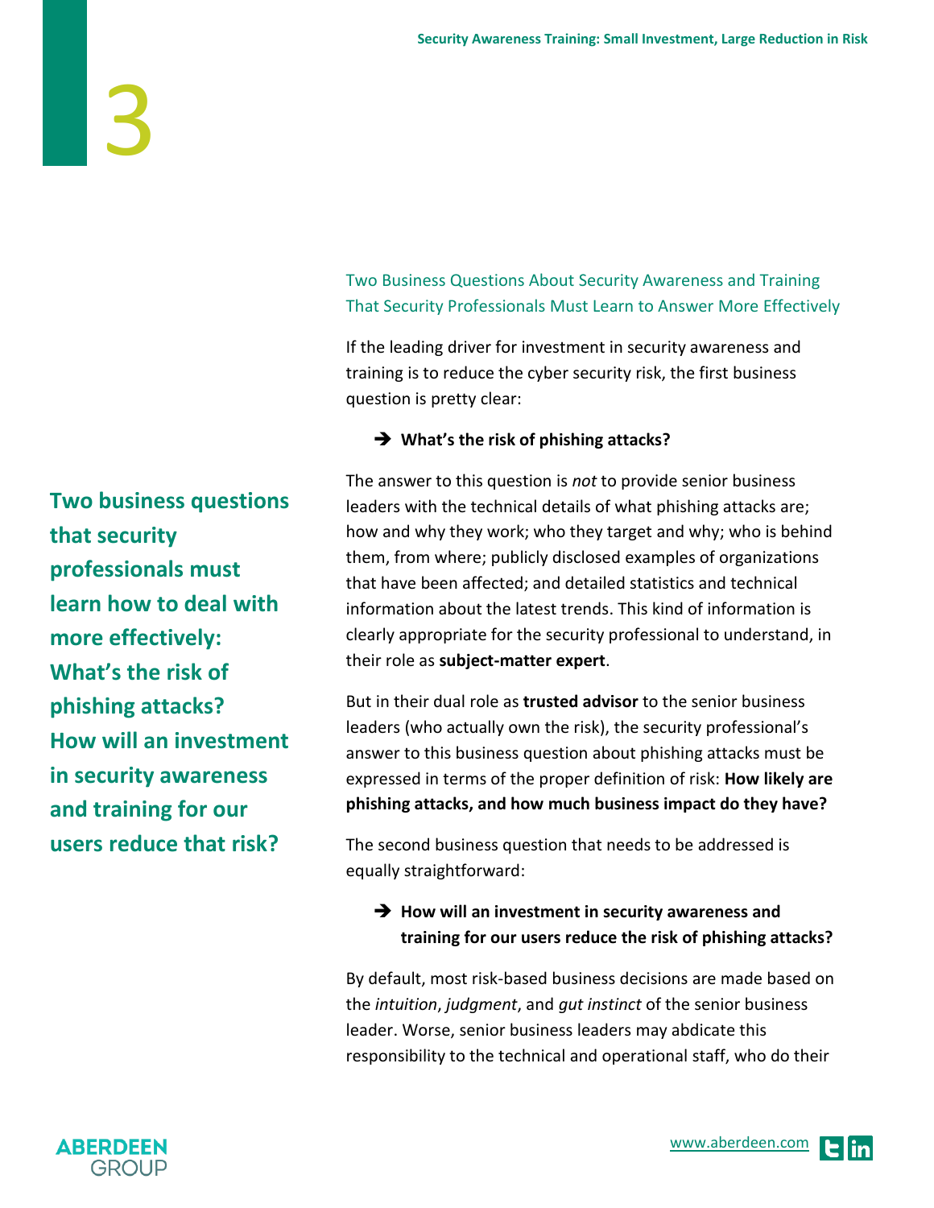## Two Business Questions About Security Awareness and Training That Security Professionals Must Learn to Answer More Effectively

If the leading driver for investment in security awareness and training is to reduce the cyber security risk, the first business question is pretty clear:

➔ **What's the risk of phishing attacks?**

**Two business questions that security professionals must learn how to deal with more effectively: What's the risk of phishing attacks? How will an investment in security awareness and training for our users reduce that risk?**

The answer to this question is *not* to provide senior business leaders with the technical details of what phishing attacks are; how and why they work; who they target and why; who is behind them, from where; publicly disclosed examples of organizations that have been affected; and detailed statistics and technical information about the latest trends. This kind of information is clearly appropriate for the security professional to understand, in their role as **subject-matter expert**.

But in their dual role as **trusted advisor** to the senior business leaders (who actually own the risk), the security professional's answer to this business question about phishing attacks must be expressed in terms of the proper definition of risk: **How likely are phishing attacks, and how much business impact do they have?**

The second business question that needs to be addressed is equally straightforward:

➔ **How will an investment in security awareness and training for our users reduce the risk of phishing attacks?**

By default, most risk-based business decisions are made based on the *intuition*, *judgment*, and *gut instinct* of the senior business leader. Worse, senior business leaders may abdicate this responsibility to the technical and operational staff, who do their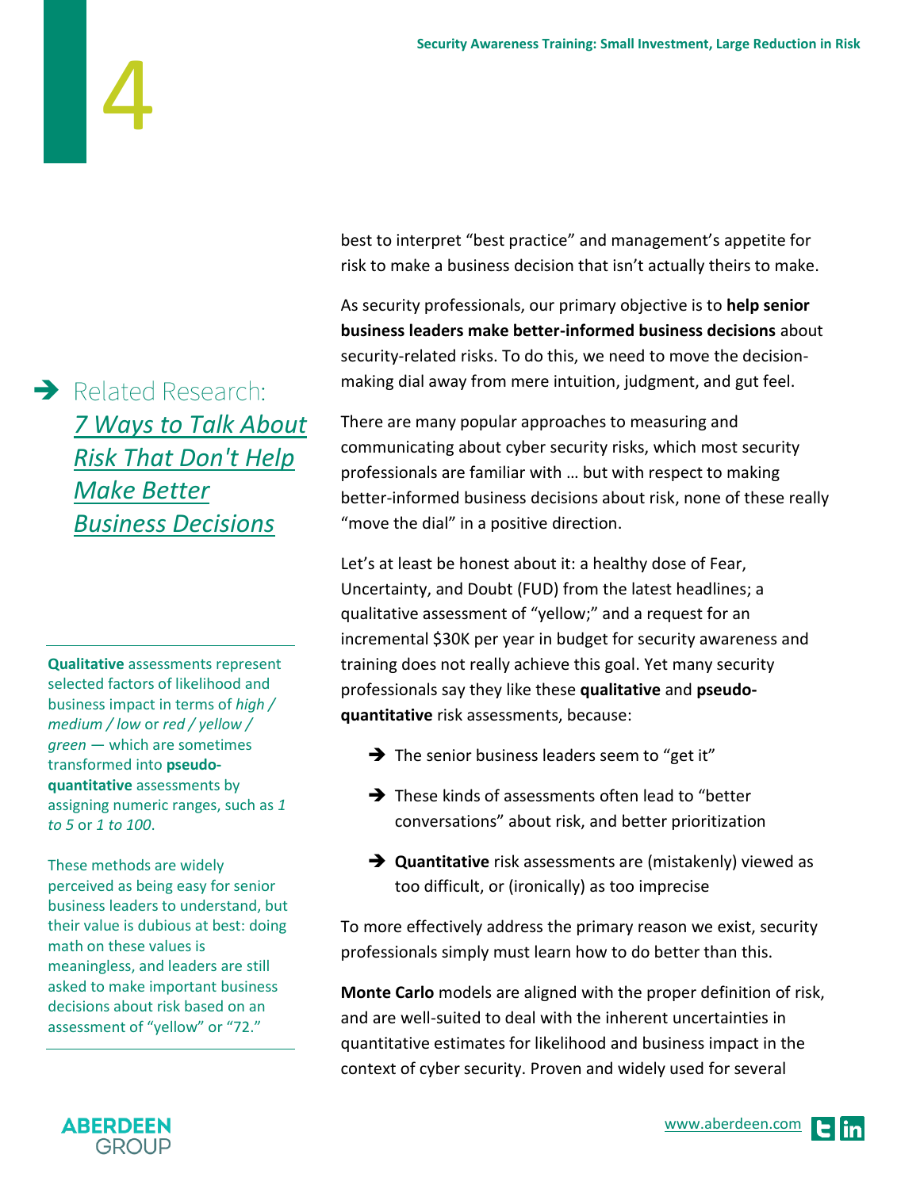best to interpret "best practice" and management's appetite for risk to make a business decision that isn't actually theirs to make.

As security professionals, our primary objective is to **help senior business leaders make better-informed business decisions** about security-related risks. To do this, we need to move the decision-making dial away from mere intuition, judgment, and gut feel.

➔ Related Research: *7 Ways to Talk About Risk That Don't Help Make Better Business Decisions*

There are many popular approaches to measuring and communicating about cyber security risks, which most security professionals are familiar with … but with respect to making better-informed business decisions about risk, none of these really "move the dial" in a positive direction.

Let's at least be honest about it: a healthy dose of Fear, Uncertainty, and Doubt (FUD) from the latest headlines; a qualitative assessment of "yellow;" and a request for an incremental $30K per year in budget for security awareness and training does not really achieve this goal. Yet many security professionals say they like these **qualitative** and **pseudo-quantitative** risk assessments, because:

- ➔ The senior business leaders seem to "get it"
- ➔ These kinds of assessments often lead to "better conversations" about risk, and better prioritization
- ➔ **Quantitative** risk assessments are (mistakenly) viewed as too difficult, or (ironically) as too imprecise

> **Qualitative** assessments represent selected factors of likelihood and business impact in terms of *high / medium / low* or *red / yellow / green* — which are sometimes transformed into **pseudo-quantitative** assessments by assigning numeric ranges, such as *1 to 5* or *1 to 100*.
>
> These methods are widely perceived as being easy for senior business leaders to understand, but their value is dubious at best: doing math on these values is meaningless, and leaders are still asked to make important business decisions about risk based on an assessment of "yellow" or "72."

To more effectively address the primary reason we exist, security professionals simply must learn how to do better than this.

**Monte Carlo** models are aligned with the proper definition of risk, and are well-suited to deal with the inherent uncertainties in quantitative estimates for likelihood and business impact in the context of cyber security. Proven and widely used for several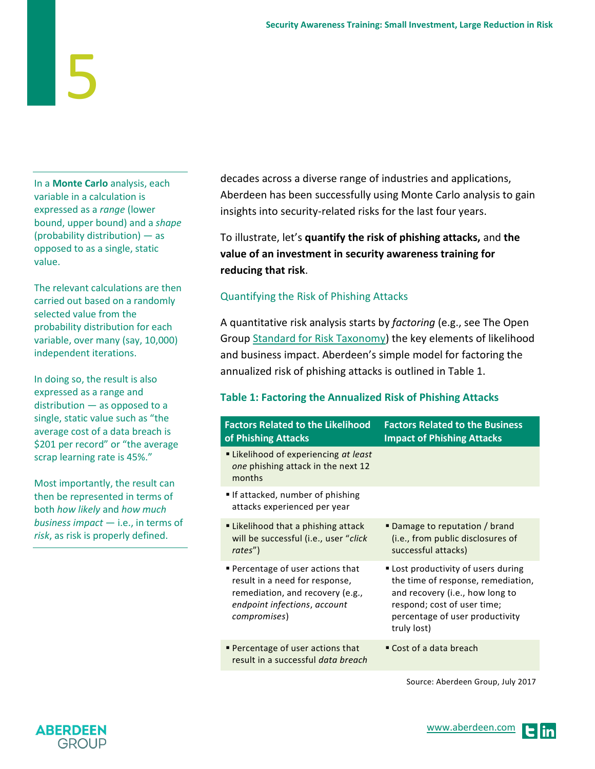In a **Monte Carlo** analysis, each variable in a calculation is expressed as a *range* (lower bound, upper bound) and a *shape* (probability distribution) — as opposed to as a single, static value.

The relevant calculations are then carried out based on a randomly selected value from the probability distribution for each variable, over many (say, 10,000) independent iterations.

In doing so, the result is also expressed as a range and distribution — as opposed to a single, static value such as "the average cost of a data breach is $201 per record" or "the average scrap learning rate is 45%."

Most importantly, the result can then be represented in terms of both *how likely* and *how much business impact* — i.e., in terms of *risk*, as risk is properly defined.

decades across a diverse range of industries and applications, Aberdeen has been successfully using Monte Carlo analysis to gain insights into security-related risks for the last four years.

To illustrate, let's **quantify the risk of phishing attacks,** and **the value of an investment in security awareness training for reducing that risk**.

## Quantifying the Risk of Phishing Attacks

A quantitative risk analysis starts by *factoring* (e.g., see The Open Group Standard for Risk Taxonomy) the key elements of likelihood and business impact. Aberdeen's simple model for factoring the annualized risk of phishing attacks is outlined in Table 1.

### Table 1: Factoring the Annualized Risk of Phishing Attacks

| Factors Related to the Likelihood of Phishing Attacks | Factors Related to the Business Impact of Phishing Attacks |
|---|---|
| ▪ Likelihood of experiencing *at least one* phishing attack in the next 12 months | |
| ▪ If attacked, number of phishing attacks experienced per year | |
| ▪ Likelihood that a phishing attack will be successful (i.e., user "*click rates*") | ▪ Damage to reputation / brand (i.e., from public disclosures of successful attacks) |
| ▪ Percentage of user actions that result in a need for response, remediation, and recovery (e.g., *endpoint infections*, *account compromises*) | ▪ Lost productivity of users during the time of response, remediation, and recovery (i.e., how long to respond; cost of user time; percentage of user productivity truly lost) |
| ▪ Percentage of user actions that result in a successful *data breach* | ▪ Cost of a data breach |

Source: Aberdeen Group, July 2017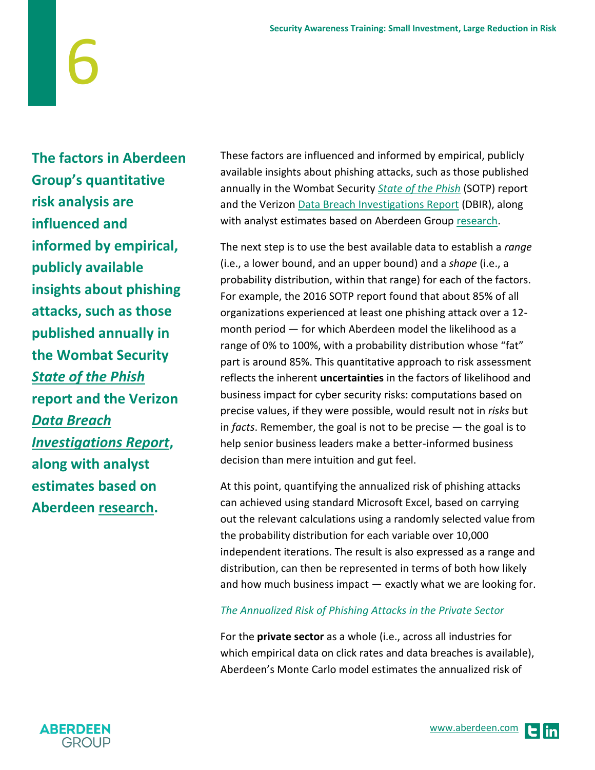**The factors in Aberdeen Group's quantitative risk analysis are influenced and informed by empirical, publicly available insights about phishing attacks, such as those published annually in the Wombat Security *State of the Phish* report and the Verizon *Data Breach Investigations Report*, along with analyst estimates based on Aberdeen research.**

These factors are influenced and informed by empirical, publicly available insights about phishing attacks, such as those published annually in the Wombat Security *State of the Phish* (SOTP) report and the Verizon Data Breach Investigations Report (DBIR), along with analyst estimates based on Aberdeen Group research.

The next step is to use the best available data to establish a *range* (i.e., a lower bound, and an upper bound) and a *shape* (i.e., a probability distribution, within that range) for each of the factors. For example, the 2016 SOTP report found that about 85% of all organizations experienced at least one phishing attack over a 12-month period — for which Aberdeen model the likelihood as a range of 0% to 100%, with a probability distribution whose "fat" part is around 85%. This quantitative approach to risk assessment reflects the inherent **uncertainties** in the factors of likelihood and business impact for cyber security risks: computations based on precise values, if they were possible, would result not in *risks* but in *facts*. Remember, the goal is not to be precise — the goal is to help senior business leaders make a better-informed business decision than mere intuition and gut feel.

At this point, quantifying the annualized risk of phishing attacks can achieved using standard Microsoft Excel, based on carrying out the relevant calculations using a randomly selected value from the probability distribution for each variable over 10,000 independent iterations. The result is also expressed as a range and distribution, can then be represented in terms of both how likely and how much business impact — exactly what we are looking for.

*The Annualized Risk of Phishing Attacks in the Private Sector*

For the **private sector** as a whole (i.e., across all industries for which empirical data on click rates and data breaches is available), Aberdeen's Monte Carlo model estimates the annualized risk of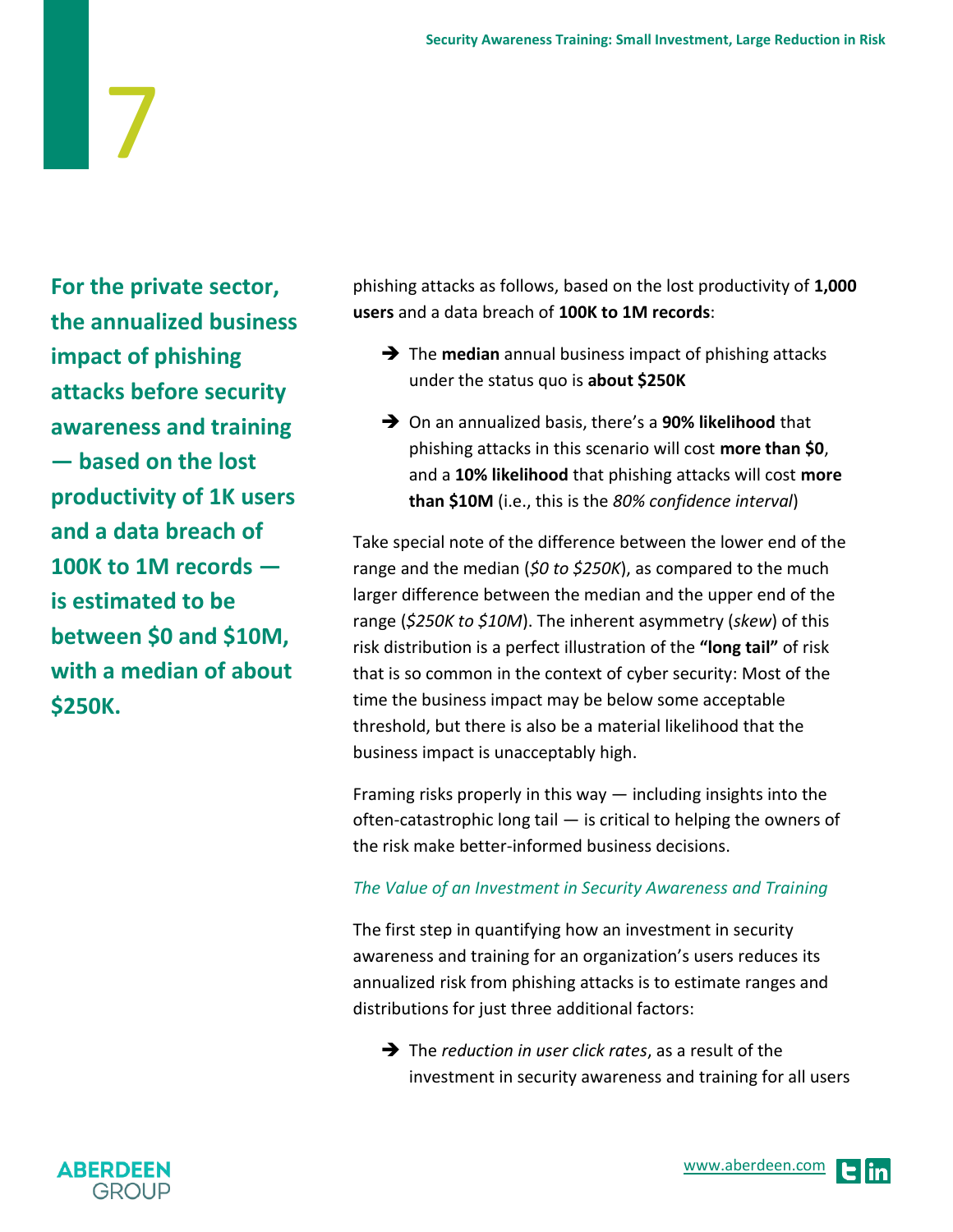**For the private sector, the annualized business impact of phishing attacks before security awareness and training — based on the lost productivity of 1K users and a data breach of 100K to 1M records — is estimated to be between $0 and $10M, with a median of about $250K.**

phishing attacks as follows, based on the lost productivity of **1,000 users** and a data breach of **100K to 1M records**:

- The **median** annual business impact of phishing attacks under the status quo is **about $250K**
- On an annualized basis, there's a **90% likelihood** that phishing attacks in this scenario will cost **more than $0**, and a **10% likelihood** that phishing attacks will cost **more than $10M** (i.e., this is the *80% confidence interval*)

Take special note of the difference between the lower end of the range and the median (*$0 to $250K*), as compared to the much larger difference between the median and the upper end of the range (*$250K to $10M*). The inherent asymmetry (*skew*) of this risk distribution is a perfect illustration of the **"long tail"** of risk that is so common in the context of cyber security: Most of the time the business impact may be below some acceptable threshold, but there is also be a material likelihood that the business impact is unacceptably high.

Framing risks properly in this way — including insights into the often-catastrophic long tail — is critical to helping the owners of the risk make better-informed business decisions.

### *The Value of an Investment in Security Awareness and Training*

The first step in quantifying how an investment in security awareness and training for an organization's users reduces its annualized risk from phishing attacks is to estimate ranges and distributions for just three additional factors:

- The *reduction in user click rates*, as a result of the investment in security awareness and training for all users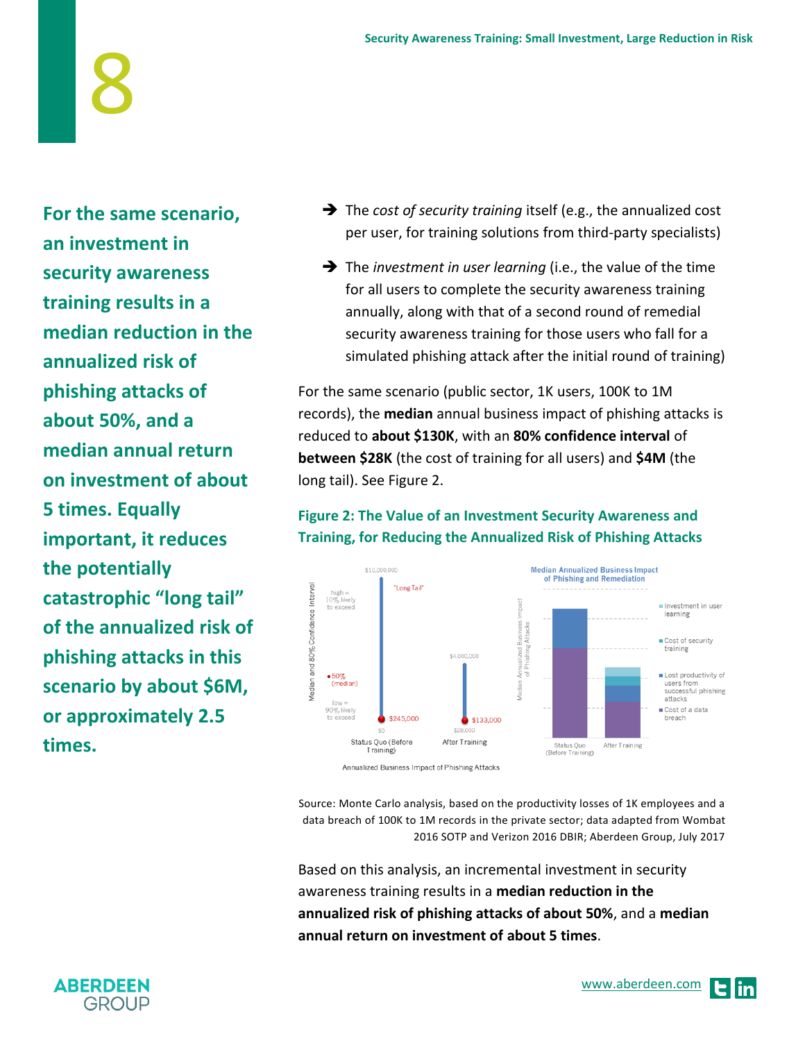**For the same scenario, an investment in security awareness training results in a median reduction in the annualized risk of phishing attacks of about 50%, and a median annual return on investment of about 5 times. Equally important, it reduces the potentially catastrophic "long tail" of the annualized risk of phishing attacks in this scenario by about $6M, or approximately 2.5 times.**

- ➔ The *cost of security training* itself (e.g., the annualized cost per user, for training solutions from third-party specialists)
- ➔ The *investment in user learning* (i.e., the value of the time for all users to complete the security awareness training annually, along with that of a second round of remedial security awareness training for those users who fall for a simulated phishing attack after the initial round of training)

For the same scenario (public sector, 1K users, 100K to 1M records), the **median** annual business impact of phishing attacks is reduced to **about $130K**, with an **80% confidence interval** of **between $28K** (the cost of training for all users) and **$4M** (the long tail). See Figure 2.

### Figure 2: The Value of an Investment Security Awareness and Training, for Reducing the Annualized Risk of Phishing Attacks

Source: Monte Carlo analysis, based on the productivity losses of 1K employees and a data breach of 100K to 1M records in the private sector; data adapted from Wombat 2016 SOTP and Verizon 2016 DBIR; Aberdeen Group, July 2017

Based on this analysis, an incremental investment in security awareness training results in a **median reduction in the annualized risk of phishing attacks of about 50%**, and a **median annual return on investment of about 5 times**.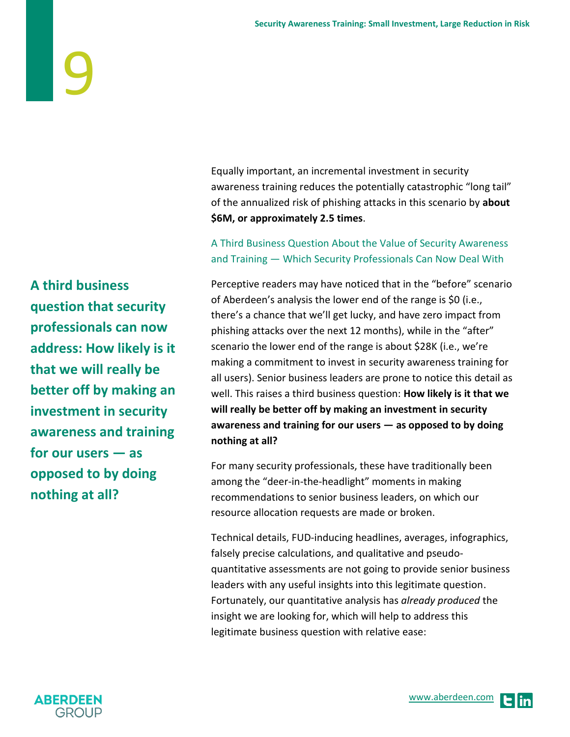Equally important, an incremental investment in security awareness training reduces the potentially catastrophic "long tail" of the annualized risk of phishing attacks in this scenario by **about $6M, or approximately 2.5 times**.

### A Third Business Question About the Value of Security Awareness and Training — Which Security Professionals Can Now Deal With

**A third business question that security professionals can now address: How likely is it that we will really be better off by making an investment in security awareness and training for our users — as opposed to by doing nothing at all?**

Perceptive readers may have noticed that in the "before" scenario of Aberdeen's analysis the lower end of the range is $0 (i.e., there's a chance that we'll get lucky, and have zero impact from phishing attacks over the next 12 months), while in the "after" scenario the lower end of the range is about $28K (i.e., we're making a commitment to invest in security awareness training for all users). Senior business leaders are prone to notice this detail as well. This raises a third business question: **How likely is it that we will really be better off by making an investment in security awareness and training for our users — as opposed to by doing nothing at all?**

For many security professionals, these have traditionally been among the "deer-in-the-headlight" moments in making recommendations to senior business leaders, on which our resource allocation requests are made or broken.

Technical details, FUD-inducing headlines, averages, infographics, falsely precise calculations, and qualitative and pseudo-quantitative assessments are not going to provide senior business leaders with any useful insights into this legitimate question. Fortunately, our quantitative analysis has *already produced* the insight we are looking for, which will help to address this legitimate business question with relative ease: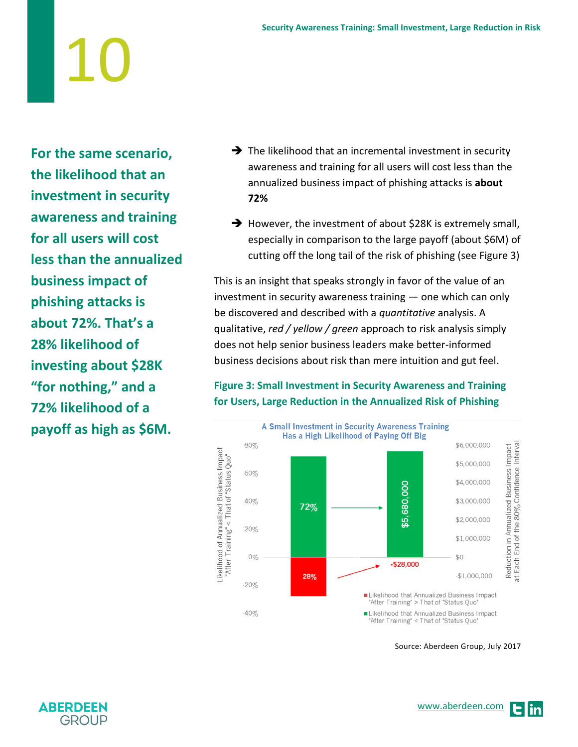**For the same scenario, the likelihood that an investment in security awareness and training for all users will cost less than the annualized business impact of phishing attacks is about 72%. That's a 28% likelihood of investing about $28K "for nothing," and a 72% likelihood of a payoff as high as $6M.**

- ➔ The likelihood that an incremental investment in security awareness and training for all users will cost less than the annualized business impact of phishing attacks is **about 72%**
- ➔ However, the investment of about $28K is extremely small, especially in comparison to the large payoff (about $6M) of cutting off the long tail of the risk of phishing (see Figure 3)

This is an insight that speaks strongly in favor of the value of an investment in security awareness training — one which can only be discovered and described with a *quantitative* analysis. A qualitative, *red / yellow / green* approach to risk analysis simply does not help senior business leaders make better-informed business decisions about risk than mere intuition and gut feel.

**Figure 3: Small Investment in Security Awareness and Training for Users, Large Reduction in the Annualized Risk of Phishing**

A Small Investment in Security Awareness Training Has a High Likelihood of Paying Off Big

- Likelihood that Annualized Business Impact "After Training" > That of "Status Quo": 28%
- Likelihood that Annualized Business Impact "After Training" < That of "Status Quo": 72%
- Reduction in Annualized Business Impact at Each End of the 80% Confidence Interval: $5,680,000 / -$28,000

Source: Aberdeen Group, July 2017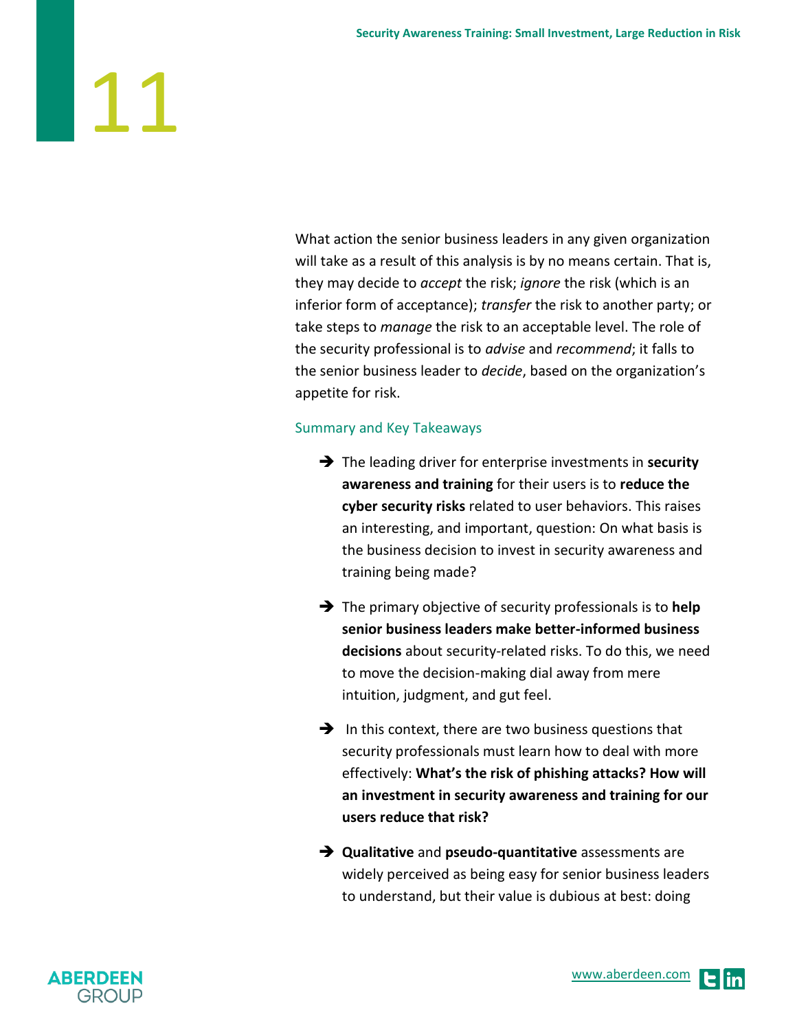What action the senior business leaders in any given organization will take as a result of this analysis is by no means certain. That is, they may decide to *accept* the risk; *ignore* the risk (which is an inferior form of acceptance); *transfer* the risk to another party; or take steps to *manage* the risk to an acceptable level. The role of the security professional is to *advise* and *recommend*; it falls to the senior business leader to *decide*, based on the organization's appetite for risk.

## Summary and Key Takeaways

- The leading driver for enterprise investments in **security awareness and training** for their users is to **reduce the cyber security risks** related to user behaviors. This raises an interesting, and important, question: On what basis is the business decision to invest in security awareness and training being made?

- The primary objective of security professionals is to **help senior business leaders make better-informed business decisions** about security-related risks. To do this, we need to move the decision-making dial away from mere intuition, judgment, and gut feel.

- In this context, there are two business questions that security professionals must learn how to deal with more effectively: **What's the risk of phishing attacks? How will an investment in security awareness and training for our users reduce that risk?**

- **Qualitative** and **pseudo-quantitative** assessments are widely perceived as being easy for senior business leaders to understand, but their value is dubious at best: doing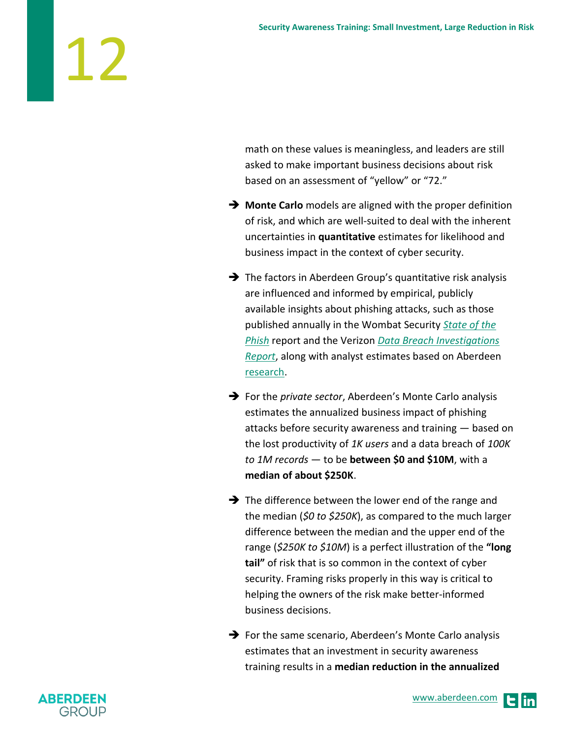math on these values is meaningless, and leaders are still asked to make important business decisions about risk based on an assessment of “yellow” or “72.”

- **Monte Carlo** models are aligned with the proper definition of risk, and which are well-suited to deal with the inherent uncertainties in **quantitative** estimates for likelihood and business impact in the context of cyber security.

- The factors in Aberdeen Group’s quantitative risk analysis are influenced and informed by empirical, publicly available insights about phishing attacks, such as those published annually in the Wombat Security *State of the Phish* report and the Verizon *Data Breach Investigations Report*, along with analyst estimates based on Aberdeen research.

- For the *private sector*, Aberdeen’s Monte Carlo analysis estimates the annualized business impact of phishing attacks before security awareness and training — based on the lost productivity of *1K users* and a data breach of *100K to 1M records* — to be **between $0 and $10M**, with a **median of about $250K**.

- The difference between the lower end of the range and the median (*$0 to $250K*), as compared to the much larger difference between the median and the upper end of the range (*$250K to $10M*) is a perfect illustration of the **“long tail”** of risk that is so common in the context of cyber security. Framing risks properly in this way is critical to helping the owners of the risk make better-informed business decisions.

- For the same scenario, Aberdeen’s Monte Carlo analysis estimates that an investment in security awareness training results in a **median reduction in the annualized**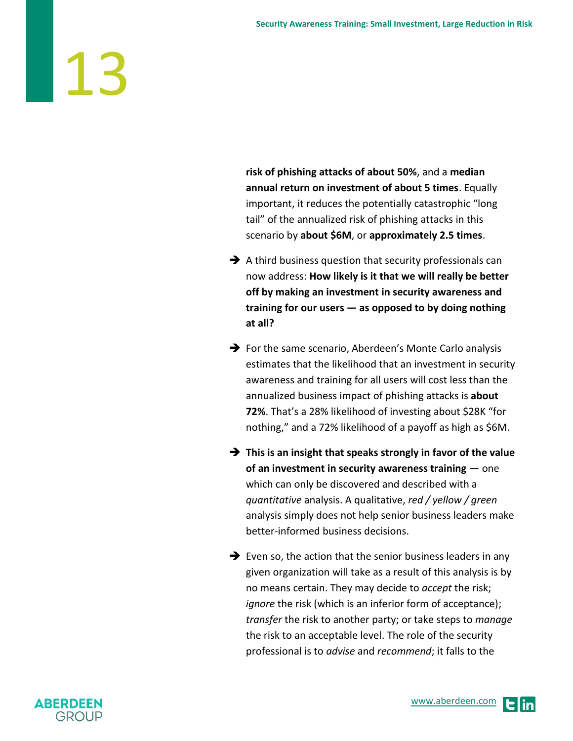**risk of phishing attacks of about 50%**, and a **median annual return on investment of about 5 times**. Equally important, it reduces the potentially catastrophic "long tail" of the annualized risk of phishing attacks in this scenario by **about $6M**, or **approximately 2.5 times**.

- A third business question that security professionals can now address: **How likely is it that we will really be better off by making an investment in security awareness and training for our users — as opposed to by doing nothing at all?**

- For the same scenario, Aberdeen's Monte Carlo analysis estimates that the likelihood that an investment in security awareness and training for all users will cost less than the annualized business impact of phishing attacks is **about 72%**. That's a 28% likelihood of investing about $28K "for nothing," and a 72% likelihood of a payoff as high as $6M.

- **This is an insight that speaks strongly in favor of the value of an investment in security awareness training** — one which can only be discovered and described with a *quantitative* analysis. A qualitative, *red / yellow / green* analysis simply does not help senior business leaders make better-informed business decisions.

- Even so, the action that the senior business leaders in any given organization will take as a result of this analysis is by no means certain. They may decide to *accept* the risk; *ignore* the risk (which is an inferior form of acceptance); *transfer* the risk to another party; or take steps to *manage* the risk to an acceptable level. The role of the security professional is to *advise* and *recommend*; it falls to the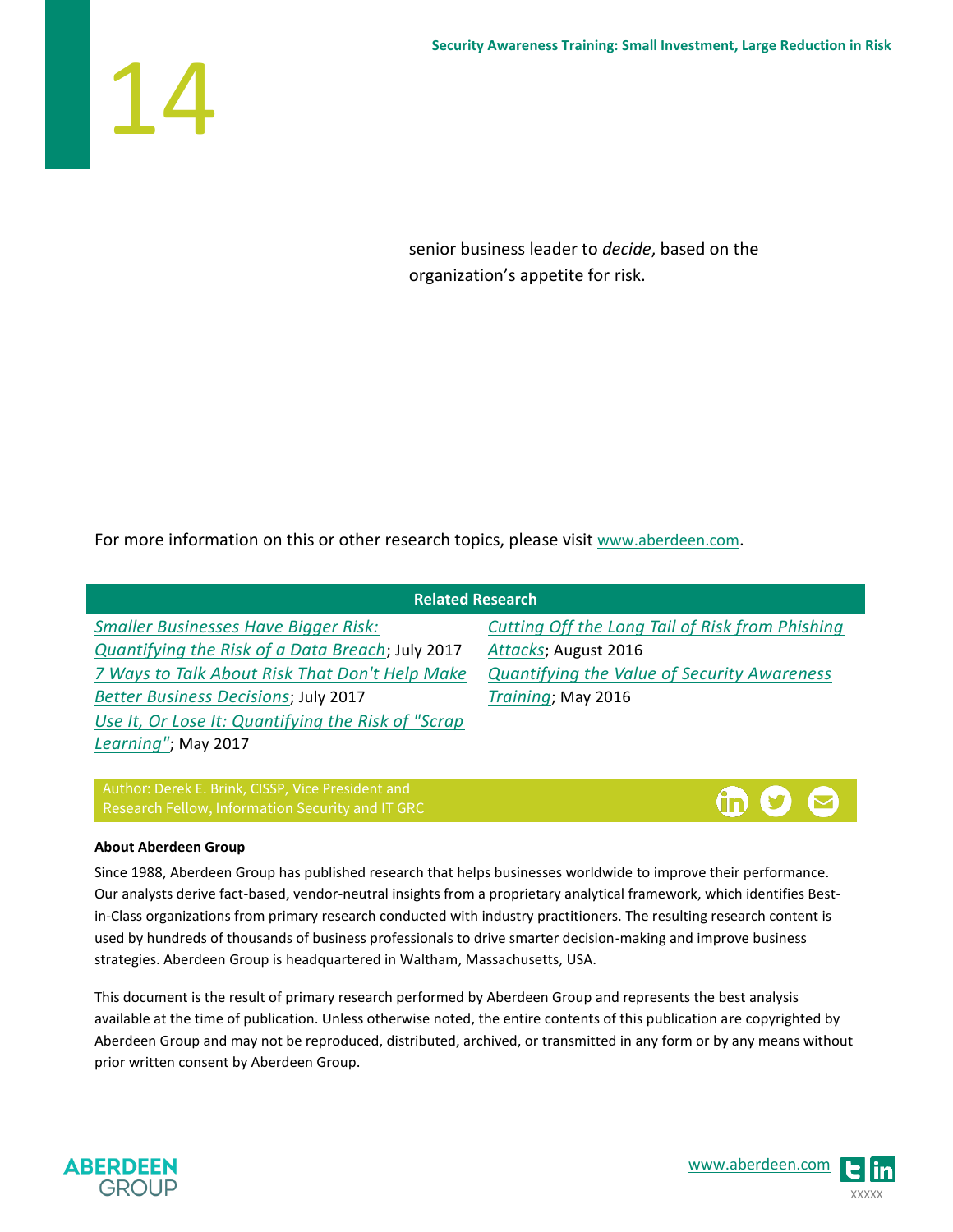senior business leader to *decide*, based on the organization's appetite for risk.

For more information on this or other research topics, please visit www.aberdeen.com.

**Related Research**

*Smaller Businesses Have Bigger Risk: Quantifying the Risk of a Data Breach*; July 2017

*7 Ways to Talk About Risk That Don't Help Make Better Business Decisions*; July 2017

*Use It, Or Lose It: Quantifying the Risk of "Scrap Learning"*; May 2017

*Cutting Off the Long Tail of Risk from Phishing Attacks*; August 2016

*Quantifying the Value of Security Awareness Training*; May 2016

Author: Derek E. Brink, CISSP, Vice President and Research Fellow, Information Security and IT GRC

**About Aberdeen Group**

Since 1988, Aberdeen Group has published research that helps businesses worldwide to improve their performance. Our analysts derive fact-based, vendor-neutral insights from a proprietary analytical framework, which identifies Best-in-Class organizations from primary research conducted with industry practitioners. The resulting research content is used by hundreds of thousands of business professionals to drive smarter decision-making and improve business strategies. Aberdeen Group is headquartered in Waltham, Massachusetts, USA.

This document is the result of primary research performed by Aberdeen Group and represents the best analysis available at the time of publication. Unless otherwise noted, the entire contents of this publication are copyrighted by Aberdeen Group and may not be reproduced, distributed, archived, or transmitted in any form or by any means without prior written consent by Aberdeen Group.

XXXXX